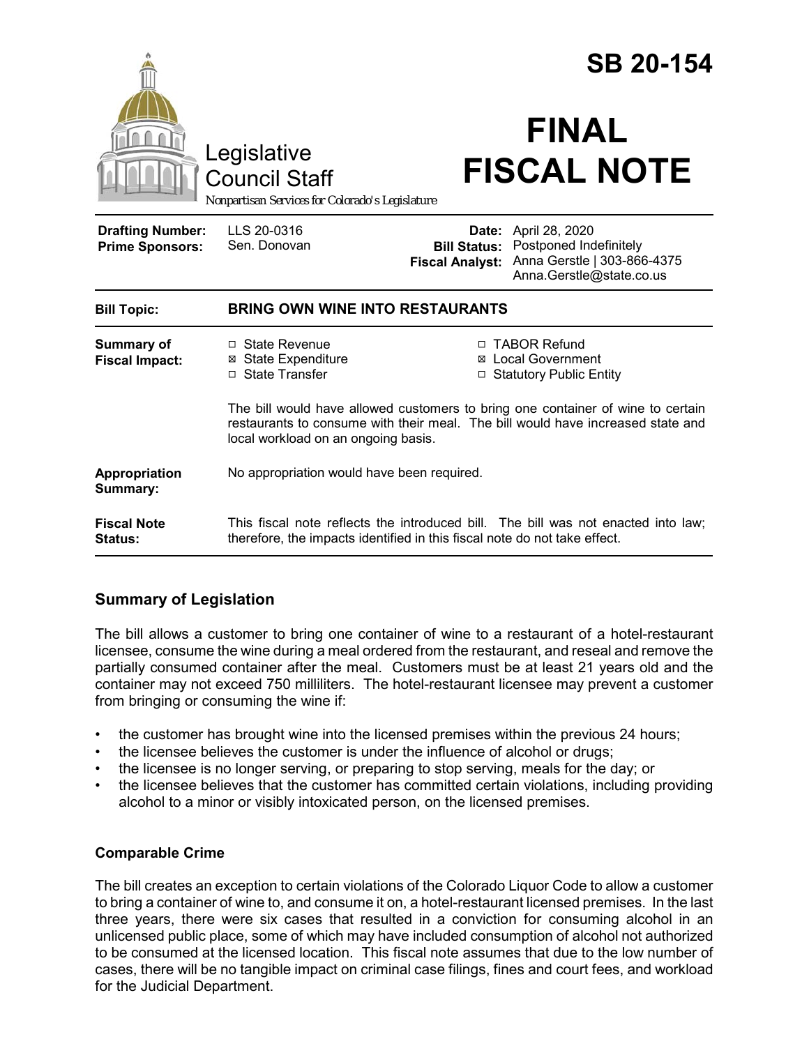# SB 20-154

# FINAL FISCAL NOTE

Legislative Council Staff

*Nonpartisan Services for Colorado's Legislature*

| | | | |
|---|---|---|---|
| **Drafting Number:** | LLS 20-0316 | **Date:** | April 28, 2020 |
| **Prime Sponsors:** | Sen. Donovan | **Bill Status:** | Postponed Indefinitely |
| | | **Fiscal Analyst:** | Anna Gerstle \| 303-866-4375 Anna.Gerstle@state.co.us |

| | |
|---|---|
| **Bill Topic:** | **BRING OWN WINE INTO RESTAURANTS** |
| **Summary of Fiscal Impact:** | ☐ State Revenue ☒ State Expenditure ☐ State Transfer ☐ TABOR Refund ☒ Local Government ☐ Statutory Public Entity<br><br>The bill would have allowed customers to bring one container of wine to certain restaurants to consume with their meal. The bill would have increased state and local workload on an ongoing basis. |
| **Appropriation Summary:** | No appropriation would have been required. |
| **Fiscal Note Status:** | This fiscal note reflects the introduced bill. The bill was not enacted into law; therefore, the impacts identified in this fiscal note do not take effect. |

## Summary of Legislation

The bill allows a customer to bring one container of wine to a restaurant of a hotel-restaurant licensee, consume the wine during a meal ordered from the restaurant, and reseal and remove the partially consumed container after the meal. Customers must be at least 21 years old and the container may not exceed 750 milliliters. The hotel-restaurant licensee may prevent a customer from bringing or consuming the wine if:

- the customer has brought wine into the licensed premises within the previous 24 hours;
- the licensee believes the customer is under the influence of alcohol or drugs;
- the licensee is no longer serving, or preparing to stop serving, meals for the day; or
- the licensee believes that the customer has committed certain violations, including providing alcohol to a minor or visibly intoxicated person, on the licensed premises.

### Comparable Crime

The bill creates an exception to certain violations of the Colorado Liquor Code to allow a customer to bring a container of wine to, and consume it on, a hotel-restaurant licensed premises. In the last three years, there were six cases that resulted in a conviction for consuming alcohol in an unlicensed public place, some of which may have included consumption of alcohol not authorized to be consumed at the licensed location. This fiscal note assumes that due to the low number of cases, there will be no tangible impact on criminal case filings, fines and court fees, and workload for the Judicial Department.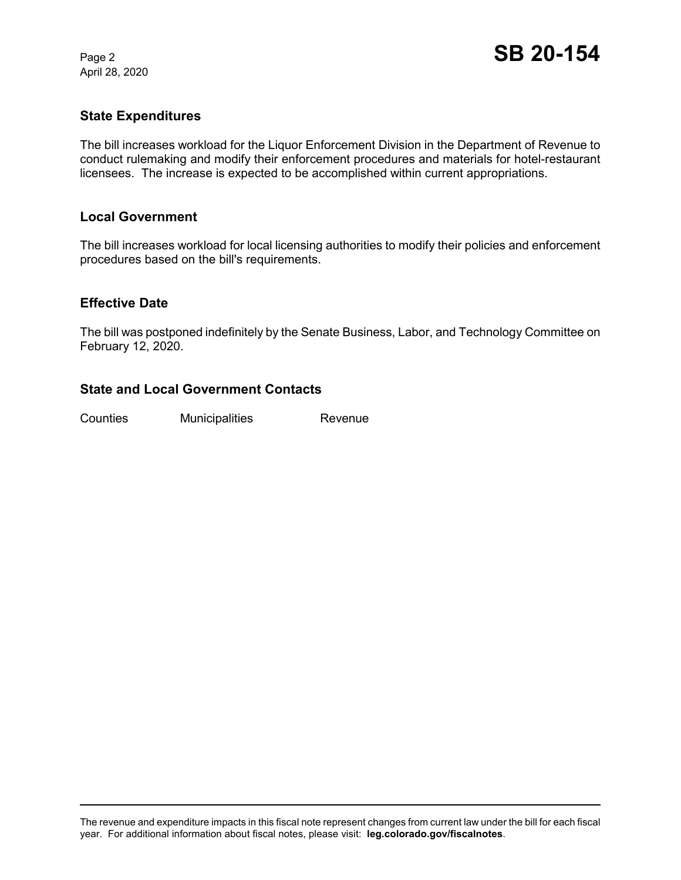## State Expenditures

The bill increases workload for the Liquor Enforcement Division in the Department of Revenue to conduct rulemaking and modify their enforcement procedures and materials for hotel-restaurant licensees. The increase is expected to be accomplished within current appropriations.

## Local Government

The bill increases workload for local licensing authorities to modify their policies and enforcement procedures based on the bill's requirements.

## Effective Date

The bill was postponed indefinitely by the Senate Business, Labor, and Technology Committee on February 12, 2020.

## State and Local Government Contacts

| | | |
|---|---|---|
| Counties | Municipalities | Revenue |

The revenue and expenditure impacts in this fiscal note represent changes from current law under the bill for each fiscal year. For additional information about fiscal notes, please visit: **leg.colorado.gov/fiscalnotes**.